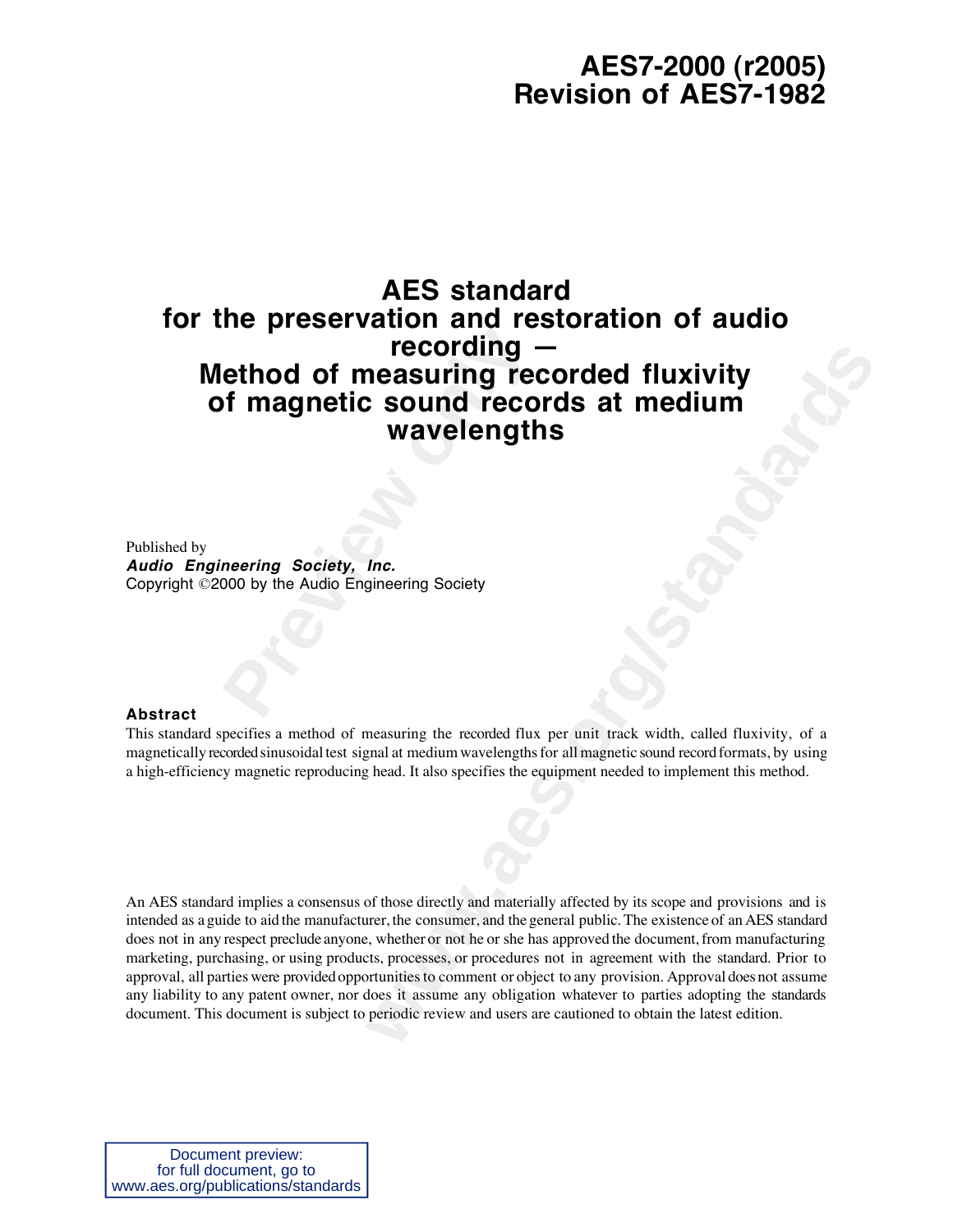# AES7-2000 (r2005)
# Revision of AES7-1982

# AES standard for the preservation and restoration of audio recording — Method of measuring recorded fluxivity of magnetic sound records at medium wavelengths

Published by
***Audio Engineering Society, Inc.***
Copyright ©2000 by the Audio Engineering Society

**Abstract**

This standard specifies a method of measuring the recorded flux per unit track width, called fluxivity, of a magnetically recorded sinusoidal test signal at medium wavelengths for all magnetic sound record formats, by using a high-efficiency magnetic reproducing head. It also specifies the equipment needed to implement this method.

An AES standard implies a consensus of those directly and materially affected by its scope and provisions and is intended as a guide to aid the manufacturer, the consumer, and the general public. The existence of an AES standard does not in any respect preclude anyone, whether or not he or she has approved the document, from manufacturing, marketing, purchasing, or using products, processes, or procedures not in agreement with the standard. Prior to approval, all parties were provided opportunities to comment or object to any provision. Approval does not assume any liability to any patent owner, nor does it assume any obligation whatever to parties adopting the standards document. This document is subject to periodic review and users are cautioned to obtain the latest edition.

Document preview:
for full document, go to
www.aes.org/publications/standards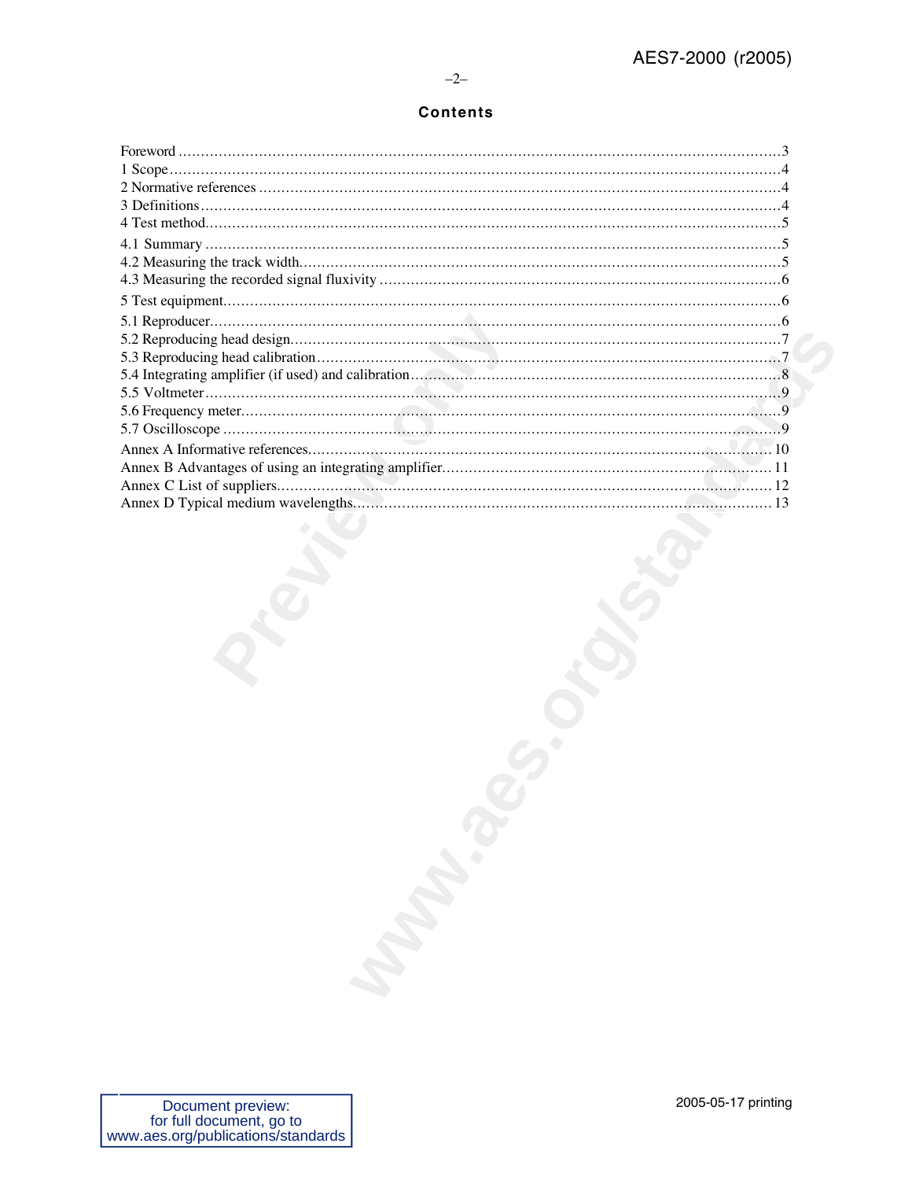## Contents

Foreword ..........3
1 Scope ..........4
2 Normative references ..........4
3 Definitions ..........4
4 Test method ..........5
4.1 Summary ..........5
4.2 Measuring the track width ..........5
4.3 Measuring the recorded signal fluxivity ..........6
5 Test equipment ..........6
5.1 Reproducer ..........6
5.2 Reproducing head design ..........7
5.3 Reproducing head calibration ..........7
5.4 Integrating amplifier (if used) and calibration ..........8
5.5 Voltmeter ..........9
5.6 Frequency meter ..........9
5.7 Oscilloscope ..........9
Annex A Informative references ..........10
Annex B Advantages of using an integrating amplifier ..........11
Annex C List of suppliers ..........12
Annex D Typical medium wavelengths ..........13

2005-05-17 printing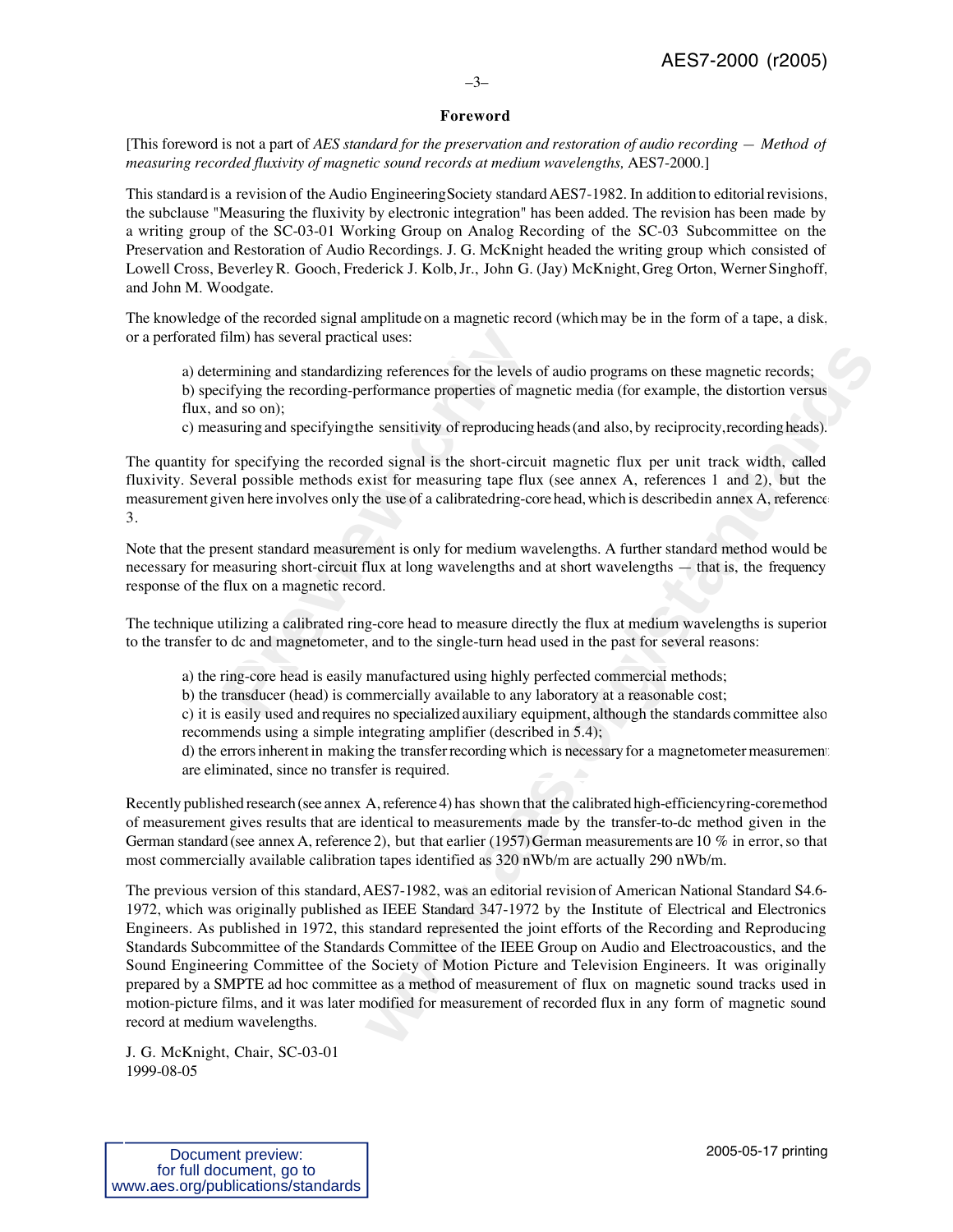## Foreword

[This foreword is not a part of *AES standard for the preservation and restoration of audio recording — Method of measuring recorded fluxivity of magnetic sound records at medium wavelengths,* AES7-2000.]

This standard is a revision of the Audio Engineering Society standard AES7-1982. In addition to editorial revisions, the subclause "Measuring the fluxivity by electronic integration" has been added. The revision has been made by a writing group of the SC-03-01 Working Group on Analog Recording of the SC-03 Subcommittee on the Preservation and Restoration of Audio Recordings. J. G. McKnight headed the writing group which consisted of Lowell Cross, Beverley R. Gooch, Frederick J. Kolb, Jr., John G. (Jay) McKnight, Greg Orton, Werner Singhoff, and John M. Woodgate.

The knowledge of the recorded signal amplitude on a magnetic record (which may be in the form of a tape, a disk, or a perforated film) has several practical uses:

a) determining and standardizing references for the levels of audio programs on these magnetic records;
b) specifying the recording-performance properties of magnetic media (for example, the distortion versus flux, and so on);
c) measuring and specifying the sensitivity of reproducing heads (and also, by reciprocity, recording heads).

The quantity for specifying the recorded signal is the short-circuit magnetic flux per unit track width, called fluxivity. Several possible methods exist for measuring tape flux (see annex A, references 1 and 2), but the measurement given here involves only the use of a calibrated ring-core head, which is described in annex A, reference 3.

Note that the present standard measurement is only for medium wavelengths. A further standard method would be necessary for measuring short-circuit flux at long wavelengths and at short wavelengths — that is, the frequency response of the flux on a magnetic record.

The technique utilizing a calibrated ring-core head to measure directly the flux at medium wavelengths is superior to the transfer to dc and magnetometer, and to the single-turn head used in the past for several reasons:

a) the ring-core head is easily manufactured using highly perfected commercial methods;
b) the transducer (head) is commercially available to any laboratory at a reasonable cost;
c) it is easily used and requires no specialized auxiliary equipment, although the standards committee also recommends using a simple integrating amplifier (described in 5.4);
d) the errors inherent in making the transfer recording which is necessary for a magnetometer measurement are eliminated, since no transfer is required.

Recently published research (see annex A, reference 4) has shown that the calibrated high-efficiency ring-core method of measurement gives results that are identical to measurements made by the transfer-to-dc method given in the German standard (see annex A, reference 2), but that earlier (1957) German measurements are 10 % in error, so that most commercially available calibration tapes identified as 320 nWb/m are actually 290 nWb/m.

The previous version of this standard, AES7-1982, was an editorial revision of American National Standard S4.6-1972, which was originally published as IEEE Standard 347-1972 by the Institute of Electrical and Electronics Engineers. As published in 1972, this standard represented the joint efforts of the Recording and Reproducing Standards Subcommittee of the Standards Committee of the IEEE Group on Audio and Electroacoustics, and the Sound Engineering Committee of the Society of Motion Picture and Television Engineers. It was originally prepared by a SMPTE ad hoc committee as a method of measurement of flux on magnetic sound tracks used in motion-picture films, and it was later modified for measurement of recorded flux in any form of magnetic sound record at medium wavelengths.

J. G. McKnight, Chair, SC-03-01
1999-08-05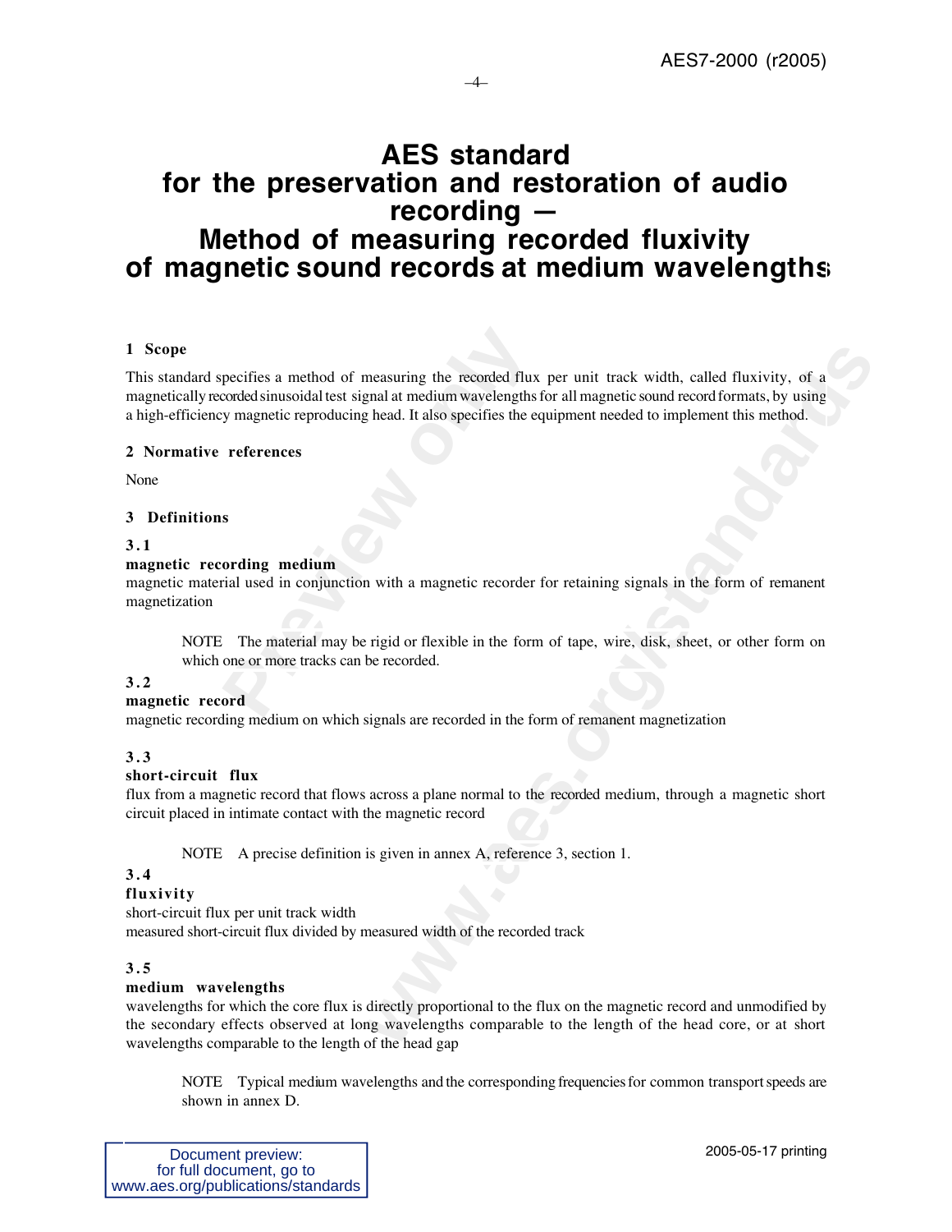# AES standard for the preservation and restoration of audio recording — Method of measuring recorded fluxivity of magnetic sound records at medium wavelengths

## 1 Scope

This standard specifies a method of measuring the recorded flux per unit track width, called fluxivity, of a magnetically recorded sinusoidal test signal at medium wavelengths for all magnetic sound record formats, by using a high-efficiency magnetic reproducing head. It also specifies the equipment needed to implement this method.

## 2 Normative references

None

## 3 Definitions

### 3.1

**magnetic recording medium**

magnetic material used in conjunction with a magnetic recorder for retaining signals in the form of remanent magnetization

> NOTE The material may be rigid or flexible in the form of tape, wire, disk, sheet, or other form on which one or more tracks can be recorded.

### 3.2

**magnetic record**

magnetic recording medium on which signals are recorded in the form of remanent magnetization

### 3.3

**short-circuit flux**

flux from a magnetic record that flows across a plane normal to the recorded medium, through a magnetic short circuit placed in intimate contact with the magnetic record

> NOTE A precise definition is given in annex A, reference 3, section 1.

### 3.4

**fluxivity**

short-circuit flux per unit track width

measured short-circuit flux divided by measured width of the recorded track

### 3.5

**medium wavelengths**

wavelengths for which the core flux is directly proportional to the flux on the magnetic record and unmodified by the secondary effects observed at long wavelengths comparable to the length of the head core, or at short wavelengths comparable to the length of the head gap

> NOTE Typical medium wavelengths and the corresponding frequencies for common transport speeds are shown in annex D.